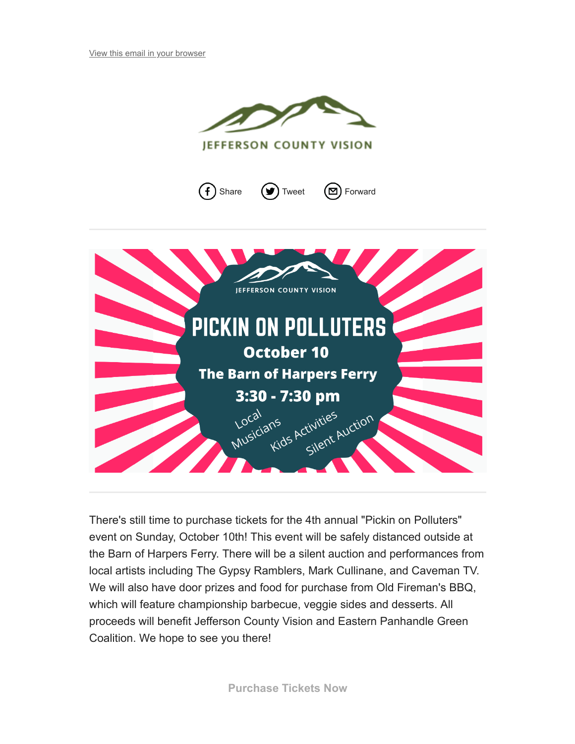View this email in your browser

JEFFERSON COUNTY VISION

Share Tweet Forward

JEFFERSON COUNTY VISION

# PICKIN ON POLLUTERS

**October 10**

**The Barn of Harpers Ferry**

**3:30 - 7:30 pm**

Local Musicians · Kids Activities · Silent Auction

There's still time to purchase tickets for the 4th annual "Pickin on Polluters" event on Sunday, October 10th! This event will be safely distanced outside at the Barn of Harpers Ferry. There will be a silent auction and performances from local artists including The Gypsy Ramblers, Mark Cullinane, and Caveman TV. We will also have door prizes and food for purchase from Old Fireman's BBQ, which will feature championship barbecue, veggie sides and desserts. All proceeds will benefit Jefferson County Vision and Eastern Panhandle Green Coalition. We hope to see you there!

**Purchase Tickets Now**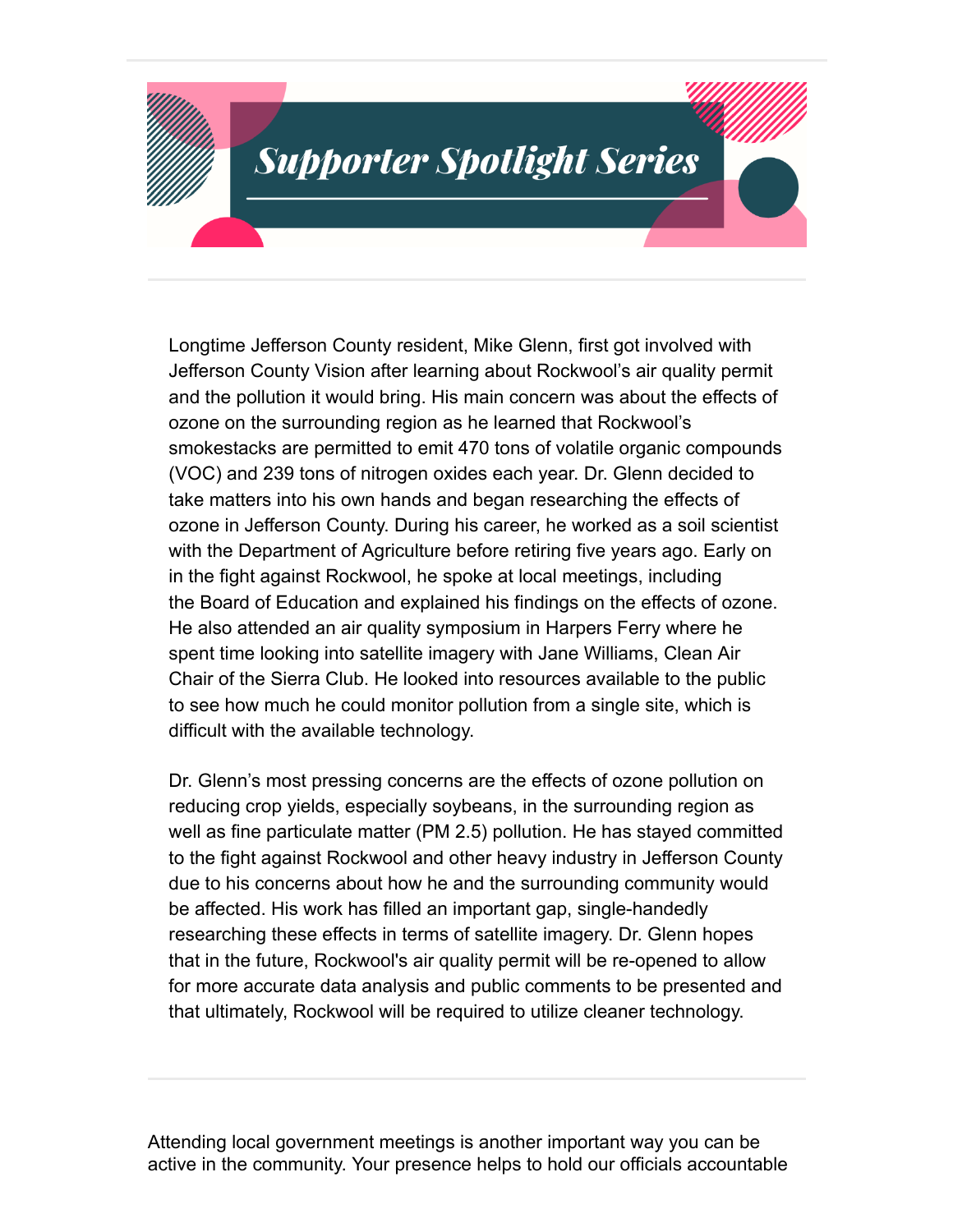# Supporter Spotlight Series

---

Longtime Jefferson County resident, Mike Glenn, first got involved with Jefferson County Vision after learning about Rockwool's air quality permit and the pollution it would bring. His main concern was about the effects of ozone on the surrounding region as he learned that Rockwool's smokestacks are permitted to emit 470 tons of volatile organic compounds (VOC) and 239 tons of nitrogen oxides each year. Dr. Glenn decided to take matters into his own hands and began researching the effects of ozone in Jefferson County. During his career, he worked as a soil scientist with the Department of Agriculture before retiring five years ago. Early on in the fight against Rockwool, he spoke at local meetings, including the Board of Education and explained his findings on the effects of ozone. He also attended an air quality symposium in Harpers Ferry where he spent time looking into satellite imagery with Jane Williams, Clean Air Chair of the Sierra Club. He looked into resources available to the public to see how much he could monitor pollution from a single site, which is difficult with the available technology.

Dr. Glenn's most pressing concerns are the effects of ozone pollution on reducing crop yields, especially soybeans, in the surrounding region as well as fine particulate matter (PM 2.5) pollution. He has stayed committed to the fight against Rockwool and other heavy industry in Jefferson County due to his concerns about how he and the surrounding community would be affected. His work has filled an important gap, single-handedly researching these effects in terms of satellite imagery. Dr. Glenn hopes that in the future, Rockwool's air quality permit will be re-opened to allow for more accurate data analysis and public comments to be presented and that ultimately, Rockwool will be required to utilize cleaner technology.

---

Attending local government meetings is another important way you can be active in the community. Your presence helps to hold our officials accountable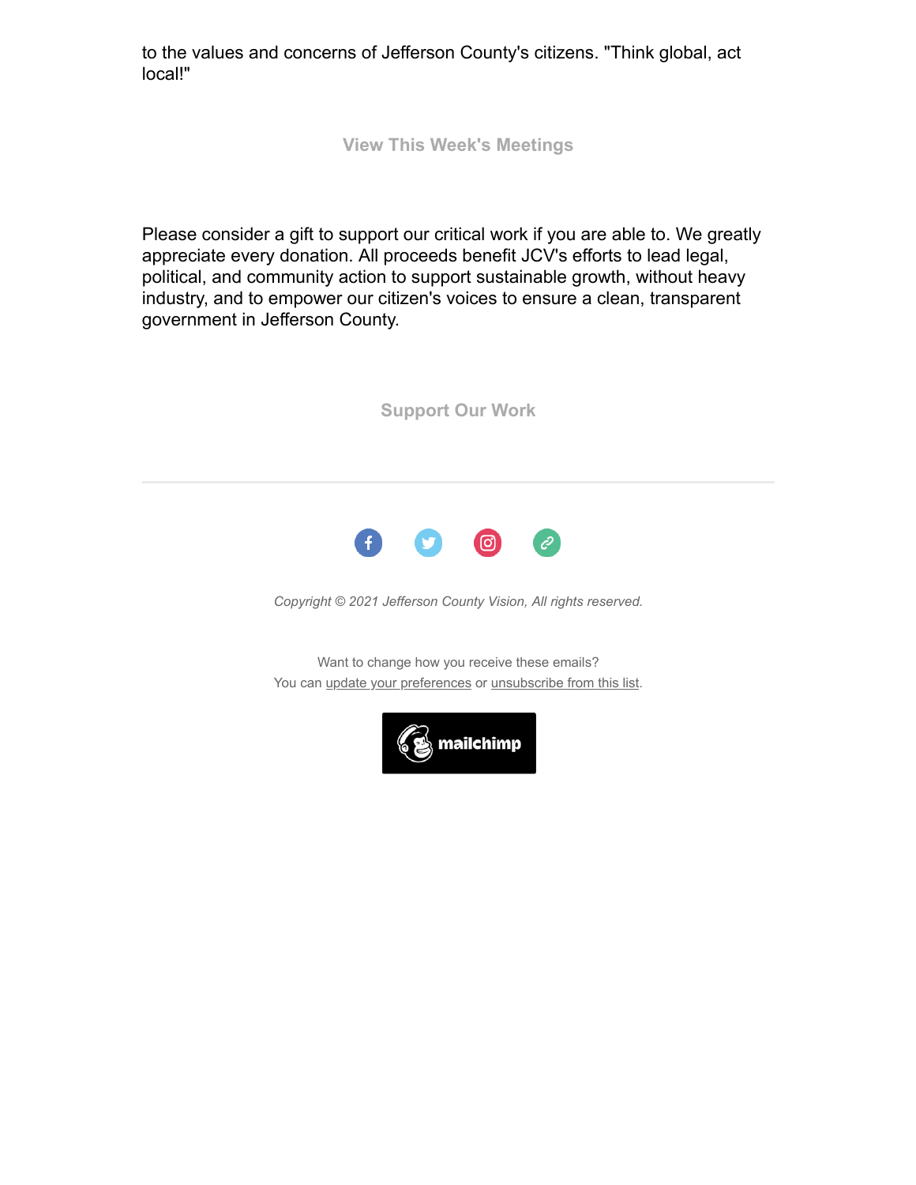to the values and concerns of Jefferson County's citizens. "Think global, act local!"

**View This Week's Meetings**

Please consider a gift to support our critical work if you are able to. We greatly appreciate every donation. All proceeds benefit JCV's efforts to lead legal, political, and community action to support sustainable growth, without heavy industry, and to empower our citizen's voices to ensure a clean, transparent government in Jefferson County.

**Support Our Work**

---

*Copyright © 2021 Jefferson County Vision, All rights reserved.*

Want to change how you receive these emails?
You can update your preferences or unsubscribe from this list.

mailchimp